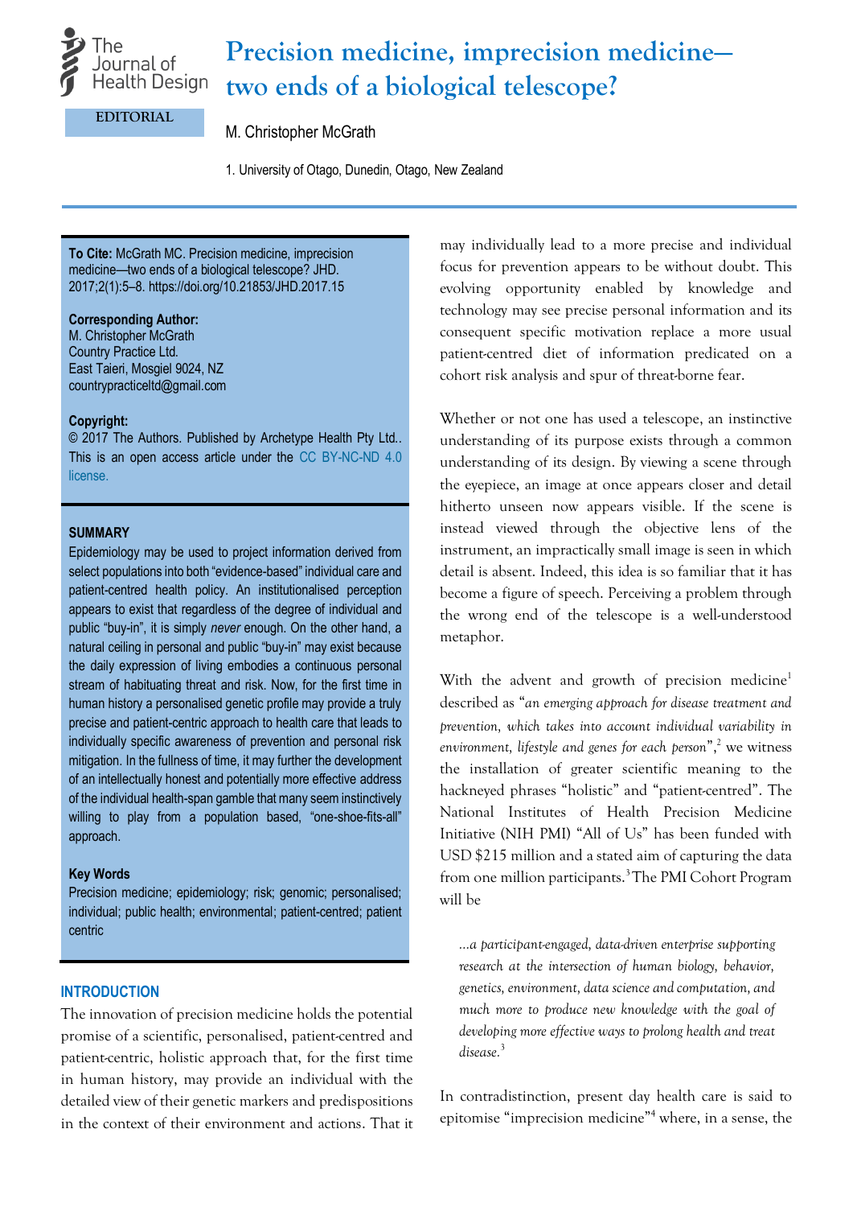The Journal of Health Design

EDITORIAL

# Precision medicine, imprecision medicine—two ends of a biological telescope?

M. Christopher McGrath

1. University of Otago, Dunedin, Otago, New Zealand

**To Cite:** McGrath MC. Precision medicine, imprecision medicine—two ends of a biological telescope? JHD. 2017;2(1):5–8. https://doi.org/10.21853/JHD.2017.15

**Corresponding Author:**
M. Christopher McGrath
Country Practice Ltd.
East Taieri, Mosgiel 9024, NZ
countrypracticeltd@gmail.com

**Copyright:**
© 2017 The Authors. Published by Archetype Health Pty Ltd.. This is an open access article under the CC BY-NC-ND 4.0 license.

**SUMMARY**

Epidemiology may be used to project information derived from select populations into both "evidence-based" individual care and patient-centred health policy. An institutionalised perception appears to exist that regardless of the degree of individual and public "buy-in", it is simply *never* enough. On the other hand, a natural ceiling in personal and public "buy-in" may exist because the daily expression of living embodies a continuous personal stream of habituating threat and risk. Now, for the first time in human history a personalised genetic profile may provide a truly precise and patient-centric approach to health care that leads to individually specific awareness of prevention and personal risk mitigation. In the fullness of time, it may further the development of an intellectually honest and potentially more effective address of the individual health-span gamble that many seem instinctively willing to play from a population based, "one-shoe-fits-all" approach.

**Key Words**

Precision medicine; epidemiology; risk; genomic; personalised; individual; public health; environmental; patient-centred; patient centric

## INTRODUCTION

The innovation of precision medicine holds the potential promise of a scientific, personalised, patient-centred and patient-centric, holistic approach that, for the first time in human history, may provide an individual with the detailed view of their genetic markers and predispositions in the context of their environment and actions. That it may individually lead to a more precise and individual focus for prevention appears to be without doubt. This evolving opportunity enabled by knowledge and technology may see precise personal information and its consequent specific motivation replace a more usual patient-centred diet of information predicated on a cohort risk analysis and spur of threat-borne fear.

Whether or not one has used a telescope, an instinctive understanding of its purpose exists through a common understanding of its design. By viewing a scene through the eyepiece, an image at once appears closer and detail hitherto unseen now appears visible. If the scene is instead viewed through the objective lens of the instrument, an impractically small image is seen in which detail is absent. Indeed, this idea is so familiar that it has become a figure of speech. Perceiving a problem through the wrong end of the telescope is a well-understood metaphor.

With the advent and growth of precision medicine[1] described as "*an emerging approach for disease treatment and prevention, which takes into account individual variability in environment, lifestyle and genes for each person*",[2] we witness the installation of greater scientific meaning to the hackneyed phrases "holistic" and "patient-centred". The National Institutes of Health Precision Medicine Initiative (NIH PMI) "All of Us" has been funded with USD $215 million and a stated aim of capturing the data from one million participants.[3] The PMI Cohort Program will be

> *...a participant-engaged, data-driven enterprise supporting research at the intersection of human biology, behavior, genetics, environment, data science and computation, and much more to produce new knowledge with the goal of developing more effective ways to prolong health and treat disease.*[3]

In contradistinction, present day health care is said to epitomise "imprecision medicine"[4] where, in a sense, the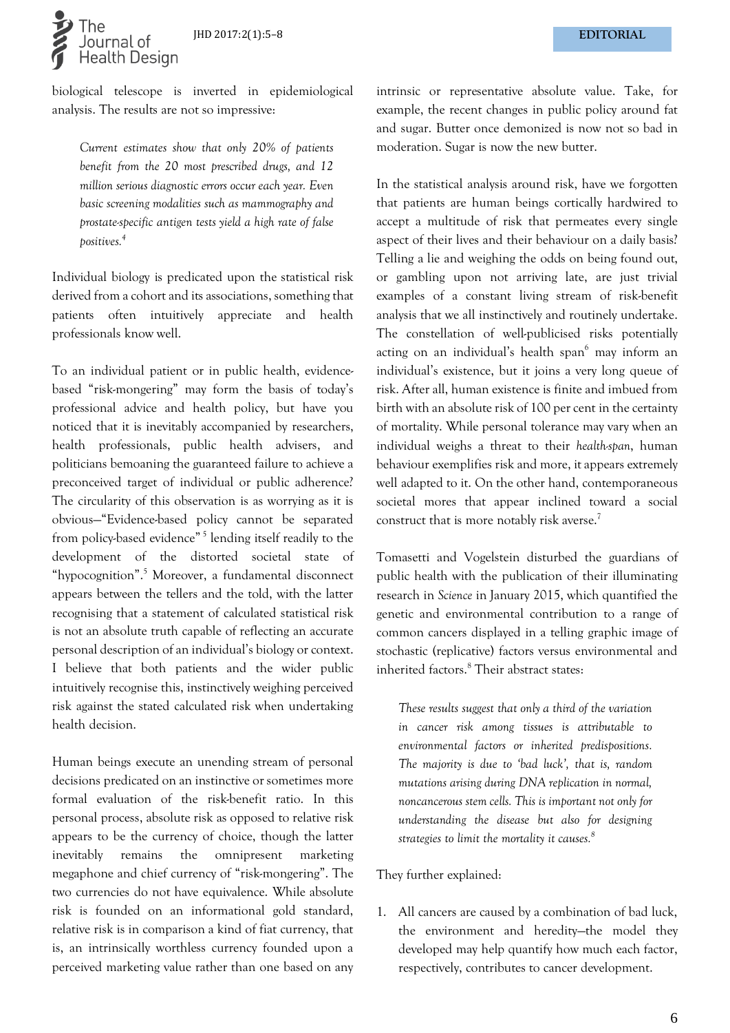biological telescope is inverted in epidemiological analysis. The results are not so impressive:

> *Current estimates show that only 20% of patients benefit from the 20 most prescribed drugs, and 12 million serious diagnostic errors occur each year. Even basic screening modalities such as mammography and prostate-specific antigen tests yield a high rate of false positives.*[4]

Individual biology is predicated upon the statistical risk derived from a cohort and its associations, something that patients often intuitively appreciate and health professionals know well.

To an individual patient or in public health, evidence-based "risk-mongering" may form the basis of today's professional advice and health policy, but have you noticed that it is inevitably accompanied by researchers, health professionals, public health advisers, and politicians bemoaning the guaranteed failure to achieve a preconceived target of individual or public adherence? The circularity of this observation is as worrying as it is obvious—"Evidence-based policy cannot be separated from policy-based evidence"[5] lending itself readily to the development of the distorted societal state of "hypocognition".[5] Moreover, a fundamental disconnect appears between the tellers and the told, with the latter recognising that a statement of calculated statistical risk is not an absolute truth capable of reflecting an accurate personal description of an individual's biology or context. I believe that both patients and the wider public intuitively recognise this, instinctively weighing perceived risk against the stated calculated risk when undertaking health decision.

Human beings execute an unending stream of personal decisions predicated on an instinctive or sometimes more formal evaluation of the risk-benefit ratio. In this personal process, absolute risk as opposed to relative risk appears to be the currency of choice, though the latter inevitably remains the omnipresent marketing megaphone and chief currency of "risk-mongering". The two currencies do not have equivalence. While absolute risk is founded on an informational gold standard, relative risk is in comparison a kind of fiat currency, that is, an intrinsically worthless currency founded upon a perceived marketing value rather than one based on any intrinsic or representative absolute value. Take, for example, the recent changes in public policy around fat and sugar. Butter once demonized is now not so bad in moderation. Sugar is now the new butter.

In the statistical analysis around risk, have we forgotten that patients are human beings cortically hardwired to accept a multitude of risk that permeates every single aspect of their lives and their behaviour on a daily basis? Telling a lie and weighing the odds on being found out, or gambling upon not arriving late, are just trivial examples of a constant living stream of risk-benefit analysis that we all instinctively and routinely undertake. The constellation of well-publicised risks potentially acting on an individual's health span[6] may inform an individual's existence, but it joins a very long queue of risk. After all, human existence is finite and imbued from birth with an absolute risk of 100 per cent in the certainty of mortality. While personal tolerance may vary when an individual weighs a threat to their *health-span*, human behaviour exemplifies risk and more, it appears extremely well adapted to it. On the other hand, contemporaneous societal mores that appear inclined toward a social construct that is more notably risk averse.[7]

Tomasetti and Vogelstein disturbed the guardians of public health with the publication of their illuminating research in *Science* in January 2015, which quantified the genetic and environmental contribution to a range of common cancers displayed in a telling graphic image of stochastic (replicative) factors versus environmental and inherited factors.[8] Their abstract states:

> *These results suggest that only a third of the variation in cancer risk among tissues is attributable to environmental factors or inherited predispositions. The majority is due to 'bad luck', that is, random mutations arising during DNA replication in normal, noncancerous stem cells. This is important not only for understanding the disease but also for designing strategies to limit the mortality it causes.*[8]

They further explained:

1. All cancers are caused by a combination of bad luck, the environment and heredity—the model they developed may help quantify how much each factor, respectively, contributes to cancer development.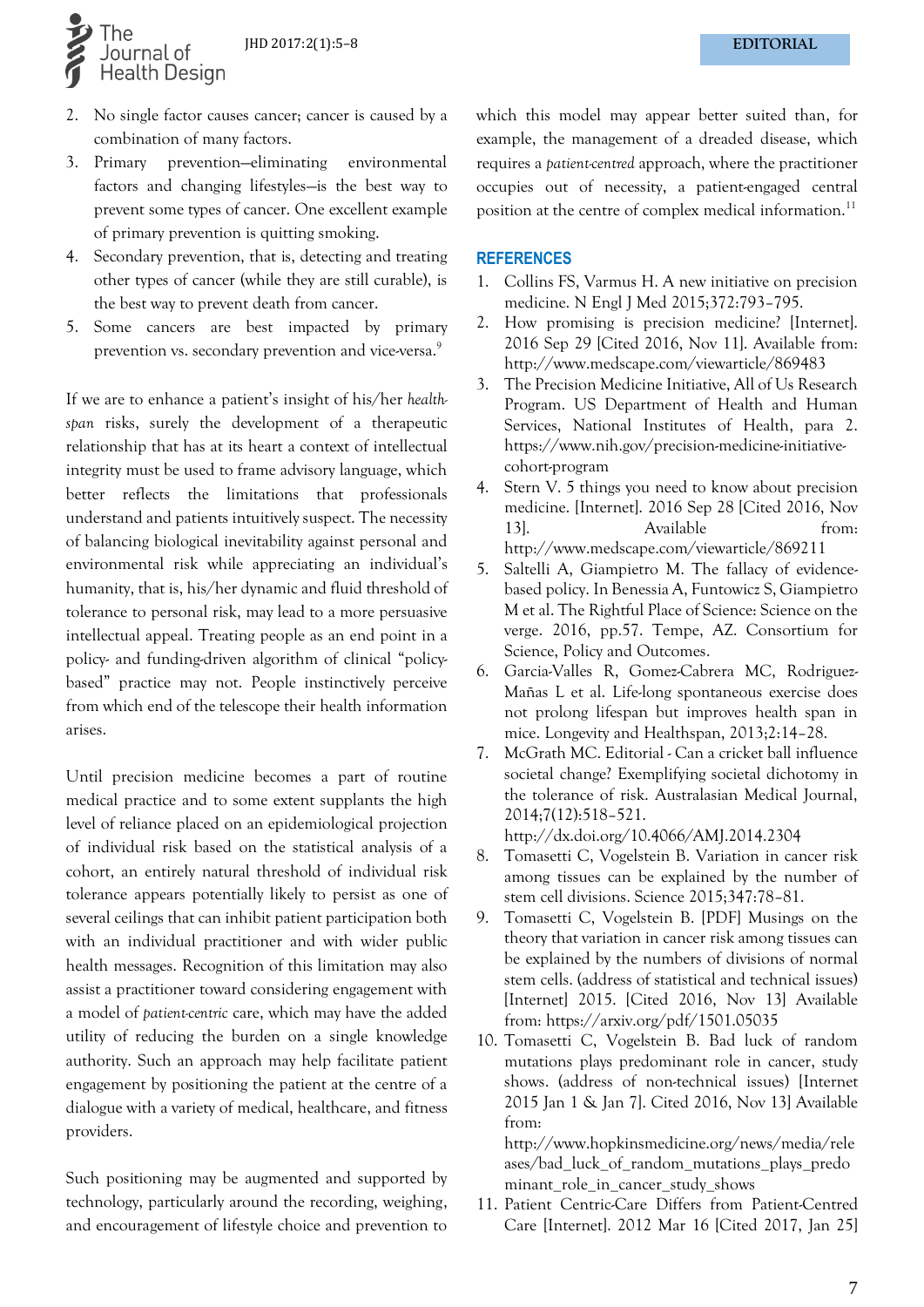2. No single factor causes cancer; cancer is caused by a combination of many factors.
3. Primary prevention—eliminating environmental factors and changing lifestyles—is the best way to prevent some types of cancer. One excellent example of primary prevention is quitting smoking.
4. Secondary prevention, that is, detecting and treating other types of cancer (while they are still curable), is the best way to prevent death from cancer.
5. Some cancers are best impacted by primary prevention vs. secondary prevention and vice-versa.[9]

If we are to enhance a patient's insight of his/her *health-span* risks, surely the development of a therapeutic relationship that has at its heart a context of intellectual integrity must be used to frame advisory language, which better reflects the limitations that professionals understand and patients intuitively suspect. The necessity of balancing biological inevitability against personal and environmental risk while appreciating an individual's humanity, that is, his/her dynamic and fluid threshold of tolerance to personal risk, may lead to a more persuasive intellectual appeal. Treating people as an end point in a policy- and funding-driven algorithm of clinical "policy-based" practice may not. People instinctively perceive from which end of the telescope their health information arises.

Until precision medicine becomes a part of routine medical practice and to some extent supplants the high level of reliance placed on an epidemiological projection of individual risk based on the statistical analysis of a cohort, an entirely natural threshold of individual risk tolerance appears potentially likely to persist as one of several ceilings that can inhibit patient participation both with an individual practitioner and with wider public health messages. Recognition of this limitation may also assist a practitioner toward considering engagement with a model of *patient-centric* care, which may have the added utility of reducing the burden on a single knowledge authority. Such an approach may help facilitate patient engagement by positioning the patient at the centre of a dialogue with a variety of medical, healthcare, and fitness providers.

Such positioning may be augmented and supported by technology, particularly around the recording, weighing, and encouragement of lifestyle choice and prevention to which this model may appear better suited than, for example, the management of a dreaded disease, which requires a *patient-centred* approach, where the practitioner occupies out of necessity, a patient-engaged central position at the centre of complex medical information.[11]

## REFERENCES

1. Collins FS, Varmus H. A new initiative on precision medicine. N Engl J Med 2015;372:793–795.
2. How promising is precision medicine? [Internet]. 2016 Sep 29 [Cited 2016, Nov 11]. Available from: http://www.medscape.com/viewarticle/869483
3. The Precision Medicine Initiative, All of Us Research Program. US Department of Health and Human Services, National Institutes of Health, para 2. https://www.nih.gov/precision-medicine-initiative-cohort-program
4. Stern V. 5 things you need to know about precision medicine. [Internet]. 2016 Sep 28 [Cited 2016, Nov 13]. Available from: http://www.medscape.com/viewarticle/869211
5. Saltelli A, Giampietro M. The fallacy of evidence-based policy. In Benessia A, Funtowicz S, Giampietro M et al. The Rightful Place of Science: Science on the verge. 2016, pp.57. Tempe, AZ. Consortium for Science, Policy and Outcomes.
6. Garcia-Valles R, Gomez-Cabrera MC, Rodriguez-Mañas L et al. Life-long spontaneous exercise does not prolong lifespan but improves health span in mice. Longevity and Healthspan, 2013;2:14–28.
7. McGrath MC. Editorial - Can a cricket ball influence societal change? Exemplifying societal dichotomy in the tolerance of risk. Australasian Medical Journal, 2014;7(12):518–521. http://dx.doi.org/10.4066/AMJ.2014.2304
8. Tomasetti C, Vogelstein B. Variation in cancer risk among tissues can be explained by the number of stem cell divisions. Science 2015;347:78–81.
9. Tomasetti C, Vogelstein B. [PDF] Musings on the theory that variation in cancer risk among tissues can be explained by the numbers of divisions of normal stem cells. (address of statistical and technical issues) [Internet] 2015. [Cited 2016, Nov 13] Available from: https://arxiv.org/pdf/1501.05035
10. Tomasetti C, Vogelstein B. Bad luck of random mutations plays predominant role in cancer, study shows. (address of non-technical issues) [Internet 2015 Jan 1 & Jan 7]. Cited 2016, Nov 13] Available from: http://www.hopkinsmedicine.org/news/media/releases/bad_luck_of_random_mutations_plays_predominant_role_in_cancer_study_shows
11. Patient Centric-Care Differs from Patient-Centred Care [Internet]. 2012 Mar 16 [Cited 2017, Jan 25]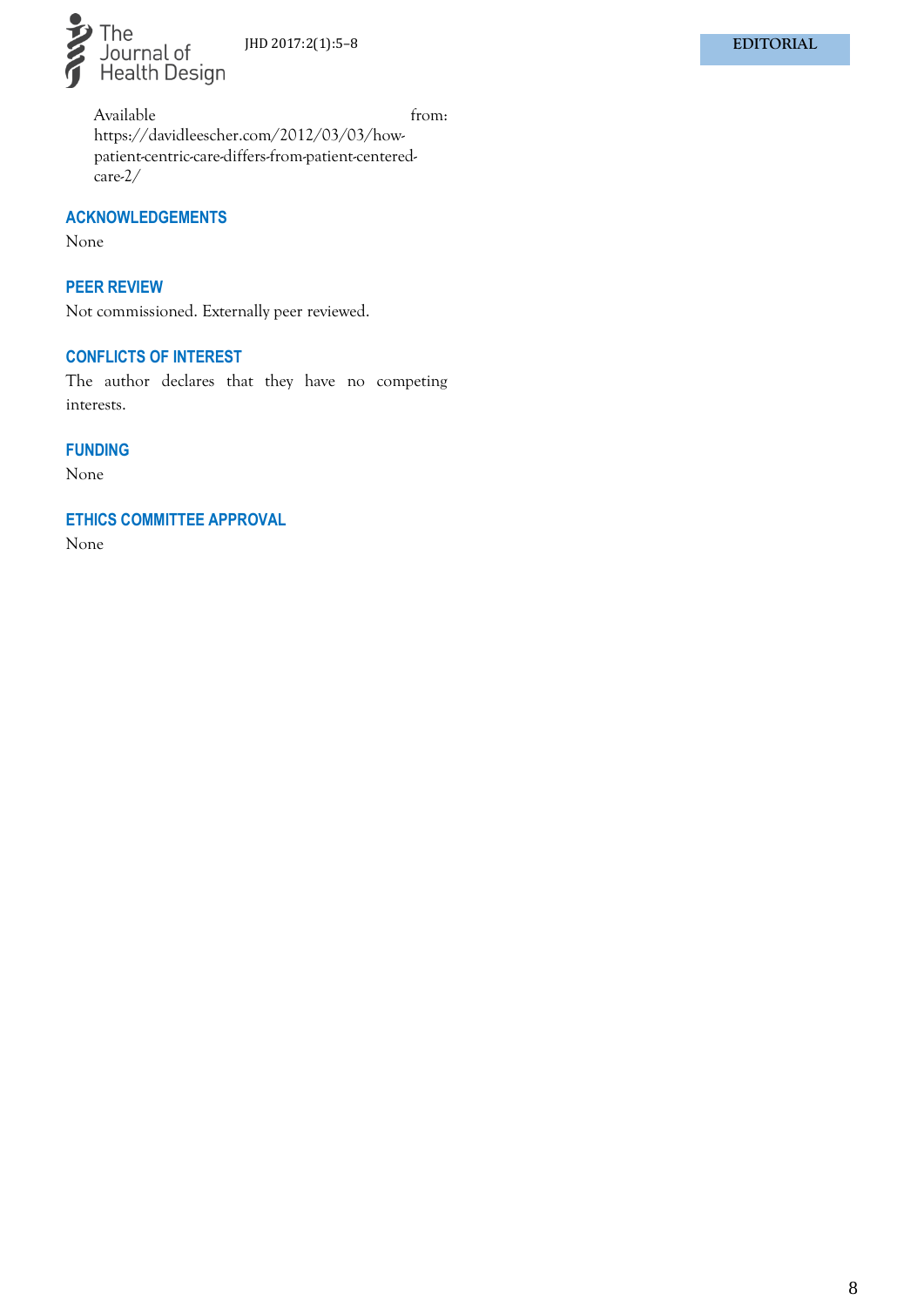Available from: https://davidleescher.com/2012/03/03/how-patient-centric-care-differs-from-patient-centered-care-2/

## ACKNOWLEDGEMENTS

None

## PEER REVIEW

Not commissioned. Externally peer reviewed.

## CONFLICTS OF INTEREST

The author declares that they have no competing interests.

## FUNDING

None

## ETHICS COMMITTEE APPROVAL

None